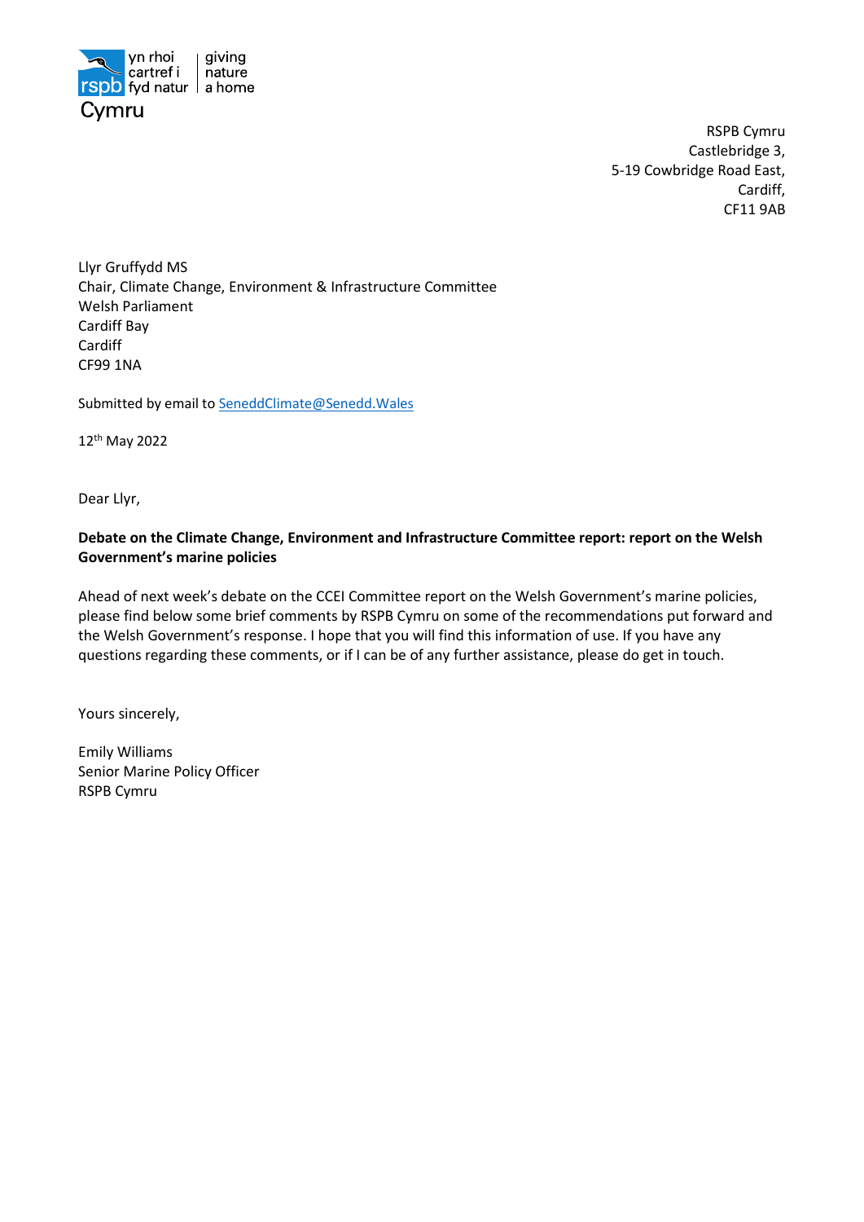yn rhoi cartref i fyd natur | giving nature a home

rspb Cymru

RSPB Cymru
Castlebridge 3,
5-19 Cowbridge Road East,
Cardiff,
CF11 9AB

Llyr Gruffydd MS
Chair, Climate Change, Environment & Infrastructure Committee
Welsh Parliament
Cardiff Bay
Cardiff
CF99 1NA

Submitted by email to SeneddClimate@Senedd.Wales

12th May 2022

Dear Llyr,

**Debate on the Climate Change, Environment and Infrastructure Committee report: report on the Welsh Government's marine policies**

Ahead of next week's debate on the CCEI Committee report on the Welsh Government's marine policies, please find below some brief comments by RSPB Cymru on some of the recommendations put forward and the Welsh Government's response. I hope that you will find this information of use. If you have any questions regarding these comments, or if I can be of any further assistance, please do get in touch.

Yours sincerely,

Emily Williams
Senior Marine Policy Officer
RSPB Cymru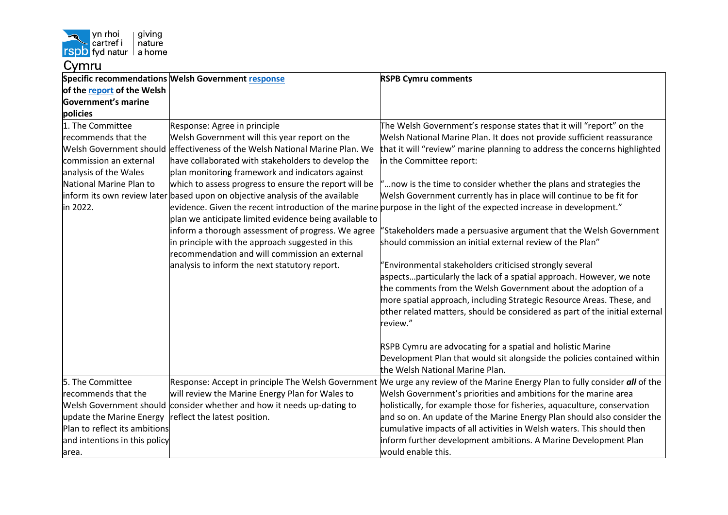| Specific recommendations of the report of the Welsh Government's marine policies | Welsh Government response | RSPB Cymru comments |
|---|---|---|
| 1. The Committee recommends that the Welsh Government should commission an external analysis of the Wales National Marine Plan to inform its own review later in 2022. | Response: Agree in principle<br>Welsh Government will this year report on the effectiveness of the Welsh National Marine Plan. We have collaborated with stakeholders to develop the plan monitoring framework and indicators against which to assess progress to ensure the report will be based upon on objective analysis of the available evidence. Given the recent introduction of the marine plan we anticipate limited evidence being available to inform a thorough assessment of progress. We agree in principle with the approach suggested in this recommendation and will commission an external analysis to inform the next statutory report. | The Welsh Government's response states that it will "report" on the Welsh National Marine Plan. It does not provide sufficient reassurance that it will "review" marine planning to address the concerns highlighted in the Committee report:<br><br>"…now is the time to consider whether the plans and strategies the Welsh Government currently has in place will continue to be fit for purpose in the light of the expected increase in development."<br><br>"Stakeholders made a persuasive argument that the Welsh Government should commission an initial external review of the Plan"<br><br>"Environmental stakeholders criticised strongly several aspects…particularly the lack of a spatial approach. However, we note the comments from the Welsh Government about the adoption of a more spatial approach, including Strategic Resource Areas. These, and other related matters, should be considered as part of the initial external review."<br><br>RSPB Cymru are advocating for a spatial and holistic Marine Development Plan that would sit alongside the policies contained within the Welsh National Marine Plan. |
| 5. The Committee recommends that the Welsh Government should update the Marine Energy Plan to reflect its ambitions and intentions in this policy area. | Response: Accept in principle The Welsh Government will review the Marine Energy Plan for Wales to consider whether and how it needs up-dating to reflect the latest position. | We urge any review of the Marine Energy Plan to fully consider ***all*** of the Welsh Government's priorities and ambitions for the marine area holistically, for example those for fisheries, aquaculture, conservation and so on. An update of the Marine Energy Plan should also consider the cumulative impacts of all activities in Welsh waters. This should then inform further development ambitions. A Marine Development Plan would enable this. |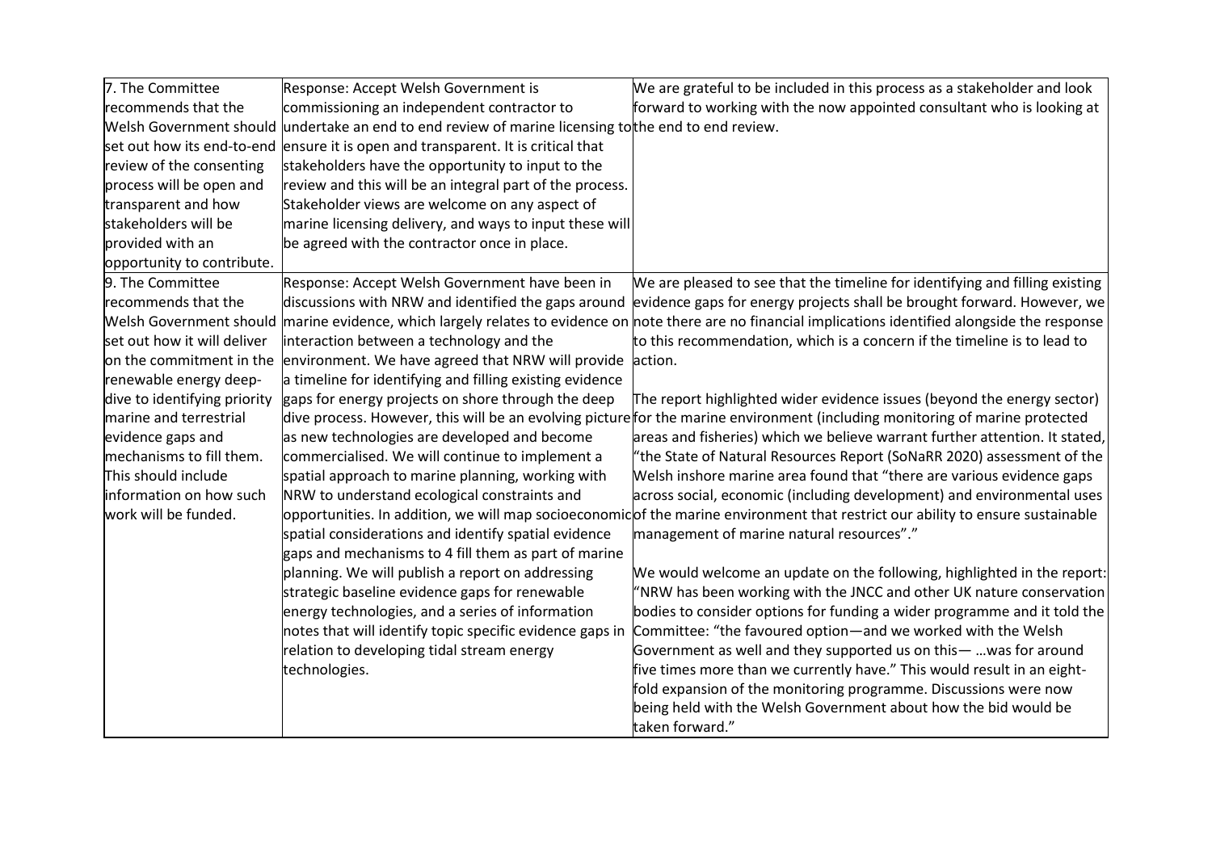| | | |
|---|---|---|
| 7. The Committee recommends that the Welsh Government should set out how its end-to-end review of the consenting process will be open and transparent and how stakeholders will be provided with an opportunity to contribute. | Response: Accept Welsh Government is commissioning an independent contractor to undertake an end to end review of marine licensing to ensure it is open and transparent. It is critical that stakeholders have the opportunity to input to the review and this will be an integral part of the process. Stakeholder views are welcome on any aspect of marine licensing delivery, and ways to input these will be agreed with the contractor once in place. | We are grateful to be included in this process as a stakeholder and look forward to working with the now appointed consultant who is looking at the end to end review. |
| 9. The Committee recommends that the Welsh Government should set out how it will deliver on the commitment in the renewable energy deep-dive to identifying priority marine and terrestrial evidence gaps and mechanisms to fill them. This should include information on how such work will be funded. | Response: Accept Welsh Government have been in discussions with NRW and identified the gaps around marine evidence, which largely relates to evidence on interaction between a technology and the environment. We have agreed that NRW will provide a timeline for identifying and filling existing evidence gaps for energy projects on shore through the deep dive process. However, this will be an evolving picture as new technologies are developed and become commercialised. We will continue to implement a spatial approach to marine planning, working with NRW to understand ecological constraints and opportunities. In addition, we will map socioeconomic spatial considerations and identify spatial evidence gaps and mechanisms to 4 fill them as part of marine planning. We will publish a report on addressing strategic baseline evidence gaps for renewable energy technologies, and a series of information notes that will identify topic specific evidence gaps in relation to developing tidal stream energy technologies. | We are pleased to see that the timeline for identifying and filling existing evidence gaps for energy projects shall be brought forward. However, we note there are no financial implications identified alongside the response to this recommendation, which is a concern if the timeline is to lead to action.<br><br>The report highlighted wider evidence issues (beyond the energy sector) for the marine environment (including monitoring of marine protected areas and fisheries) which we believe warrant further attention. It stated, "the State of Natural Resources Report (SoNaRR 2020) assessment of the Welsh inshore marine area found that "there are various evidence gaps across social, economic (including development) and environmental uses of the marine environment that restrict our ability to ensure sustainable management of marine natural resources"."<br><br>We would welcome an update on the following, highlighted in the report: "NRW has been working with the JNCC and other UK nature conservation bodies to consider options for funding a wider programme and it told the Committee: "the favoured option—and we worked with the Welsh Government as well and they supported us on this— …was for around five times more than we currently have." This would result in an eight-fold expansion of the monitoring programme. Discussions were now being held with the Welsh Government about how the bid would be taken forward." |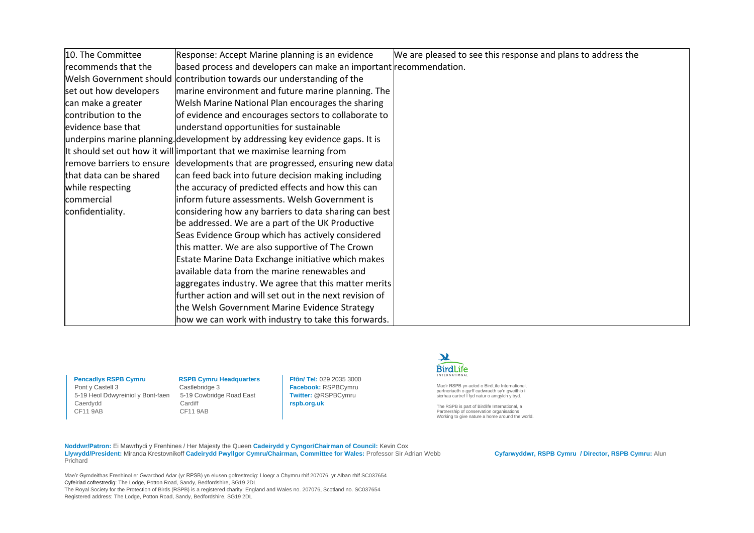| 10. The Committee recommends that the Welsh Government should set out how developers can make a greater contribution to the evidence base that underpins marine planning. It should set out how it will remove barriers to ensure that data can be shared while respecting commercial confidentiality. | Response: Accept Marine planning is an evidence based process and developers can make an important contribution towards our understanding of the marine environment and future marine planning. The Welsh Marine National Plan encourages the sharing of evidence and encourages sectors to collaborate to understand opportunities for sustainable development by addressing key evidence gaps. It is important that we maximise learning from developments that are progressed, ensuring new data can feed back into future decision making including the accuracy of predicted effects and how this can inform future assessments. Welsh Government is considering how any barriers to data sharing can best be addressed. We are a part of the UK Productive Seas Evidence Group which has actively considered this matter. We are also supportive of The Crown Estate Marine Data Exchange initiative which makes available data from the marine renewables and aggregates industry. We agree that this matter merits further action and will set out in the next revision of the Welsh Government Marine Evidence Strategy how we can work with industry to take this forwards. | We are pleased to see this response and plans to address the recommendation. |
|---|---|---|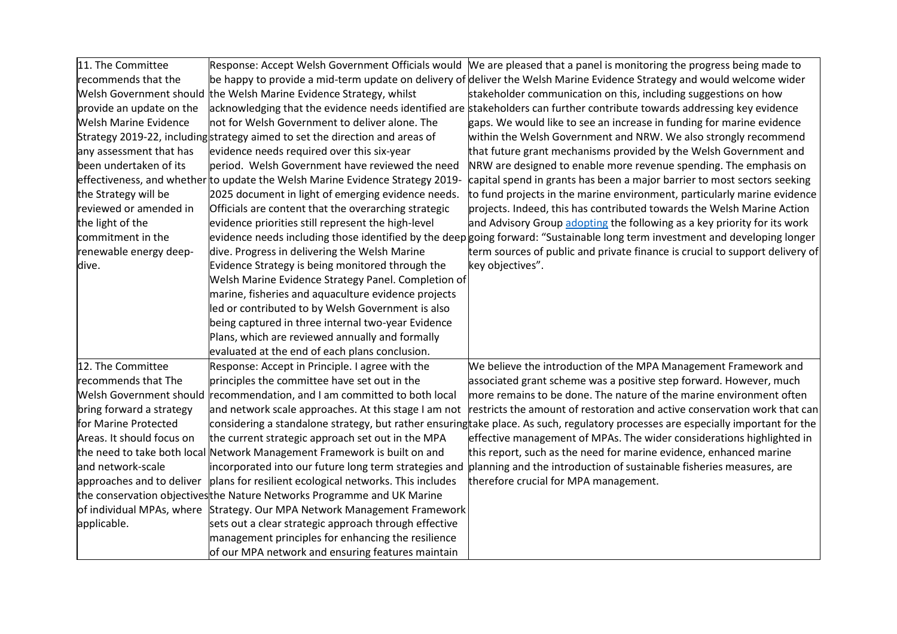| | | |
|---|---|---|
| 11. The Committee recommends that the Welsh Government should provide an update on the Welsh Marine Evidence Strategy 2019-22, including any assessment that has been undertaken of its effectiveness, and whether the Strategy will be reviewed or amended in the light of the commitment in the renewable energy deep-dive. | Response: Accept Welsh Government Officials would be happy to provide a mid-term update on delivery of the Welsh Marine Evidence Strategy, whilst acknowledging that the evidence needs identified are not for Welsh Government to deliver alone. The strategy aimed to set the direction and areas of evidence needs required over this six-year period. Welsh Government have reviewed the need to update the Welsh Marine Evidence Strategy 2019-2025 document in light of emerging evidence needs. Officials are content that the overarching strategic evidence priorities still represent the high-level evidence needs including those identified by the deep dive. Progress in delivering the Welsh Marine Evidence Strategy is being monitored through the Welsh Marine Evidence Strategy Panel. Completion of marine, fisheries and aquaculture evidence projects led or contributed to by Welsh Government is also being captured in three internal two-year Evidence Plans, which are reviewed annually and formally evaluated at the end of each plans conclusion. | We are pleased that a panel is monitoring the progress being made to deliver the Welsh Marine Evidence Strategy and would welcome wider stakeholder communication on this, including suggestions on how stakeholders can further contribute towards addressing key evidence gaps. We would like to see an increase in funding for marine evidence within the Welsh Government and NRW. We also strongly recommend that future grant mechanisms provided by the Welsh Government and NRW are designed to enable more revenue spending. The emphasis on capital spend in grants has been a major barrier to most sectors seeking to fund projects in the marine environment, particularly marine evidence projects. Indeed, this has contributed towards the Welsh Marine Action and Advisory Group adopting the following as a key priority for its work going forward: "Sustainable long term investment and developing longer term sources of public and private finance is crucial to support delivery of key objectives". |
| 12. The Committee recommends that The Welsh Government should bring forward a strategy for Marine Protected Areas. It should focus on the need to take both local and network-scale approaches and to deliver the conservation objectives of individual MPAs, where applicable. | Response: Accept in Principle. I agree with the principles the committee have set out in the recommendation, and I am committed to both local and network scale approaches. At this stage I am not considering a standalone strategy, but rather ensuring the current strategic approach set out in the MPA Network Management Framework is built on and incorporated into our future long term strategies and plans for resilient ecological networks. This includes the Nature Networks Programme and UK Marine Strategy. Our MPA Network Management Framework sets out a clear strategic approach through effective management principles for enhancing the resilience of our MPA network and ensuring features maintain | We believe the introduction of the MPA Management Framework and associated grant scheme was a positive step forward. However, much more remains to be done. The nature of the marine environment often restricts the amount of restoration and active conservation work that can take place. As such, regulatory processes are especially important for the effective management of MPAs. The wider considerations highlighted in this report, such as the need for marine evidence, enhanced marine planning and the introduction of sustainable fisheries measures, are therefore crucial for MPA management. |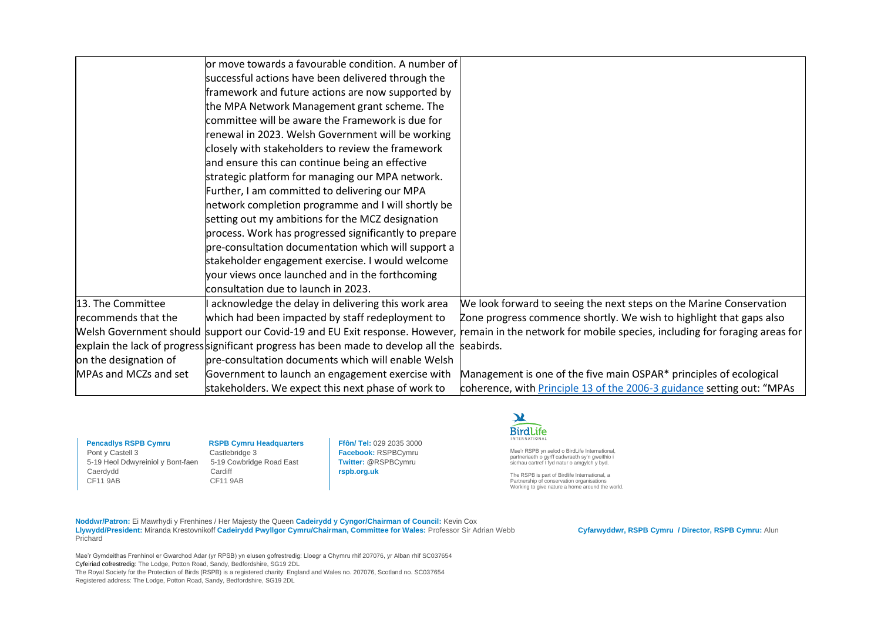| | | |
|---|---|---|
| | or move towards a favourable condition. A number of successful actions have been delivered through the framework and future actions are now supported by the MPA Network Management grant scheme. The committee will be aware the Framework is due for renewal in 2023. Welsh Government will be working closely with stakeholders to review the framework and ensure this can continue being an effective strategic platform for managing our MPA network. Further, I am committed to delivering our MPA network completion programme and I will shortly be setting out my ambitions for the MCZ designation process. Work has progressed significantly to prepare pre-consultation documentation which will support a stakeholder engagement exercise. I would welcome your views once launched and in the forthcoming consultation due to launch in 2023. | |
| 13. The Committee recommends that the Welsh Government should explain the lack of progress on the designation of MPAs and MCZs and set | I acknowledge the delay in delivering this work area which had been impacted by staff redeployment to support our Covid-19 and EU Exit response. However, significant progress has been made to develop all the pre-consultation documents which will enable Welsh Government to launch an engagement exercise with stakeholders. We expect this next phase of work to | We look forward to seeing the next steps on the Marine Conservation Zone progress commence shortly. We wish to highlight that gaps also remain in the network for mobile species, including for foraging areas for seabirds.<br><br>Management is one of the five main OSPAR* principles of ecological coherence, with [Principle 13 of the 2006-3 guidance](#) setting out: "MPAs |

**Pencadlys RSPB Cymru**
Pont y Castell 3
5-19 Heol Ddwyreiniol y Bont-faen
Caerdydd
CF11 9AB

**RSPB Cymru Headquarters**
Castlebridge 3
5-19 Cowbridge Road East
Cardiff
CF11 9AB

**Ffôn/ Tel:** 029 2035 3000
**Facebook:** RSPBCymru
**Twitter:** @RSPBCymru
**rspb.org.uk**

Mae'r RSPB yn aelod o BirdLife International, partneriaeth o gyrff cadwraeth sy'n gweithio i sicrhau cartref i fyd natur o amgylch y byd.

The RSPB is part of Birdlife International, a Partnership of conservation organisations Working to give nature a home around the world.

**Noddwr/Patron:** Ei Mawrhydi y Frenhines / Her Majesty the Queen **Cadeirydd y Cyngor/Chairman of Council:** Kevin Cox
**Llywydd/President:** Miranda Krestovnikoff **Cadeirydd Pwyllgor Cymru/Chairman, Committee for Wales:** Professor Sir Adrian Webb **Cyfarwyddwr, RSPB Cymru / Director, RSPB Cymru:** Alun Prichard

Mae'r Gymdeithas Frenhinol er Gwarchod Adar (yr RSPB) yn elusen gofrestredig: Lloegr a Chymru rhif 207076, yr Alban rhif SC037654
Cyfeiriad cofrestredig: The Lodge, Potton Road, Sandy, Bedfordshire, SG19 2DL
The Royal Society for the Protection of Birds (RSPB) is a registered charity: England and Wales no. 207076, Scotland no. SC037654
Registered address: The Lodge, Potton Road, Sandy, Bedfordshire, SG19 2DL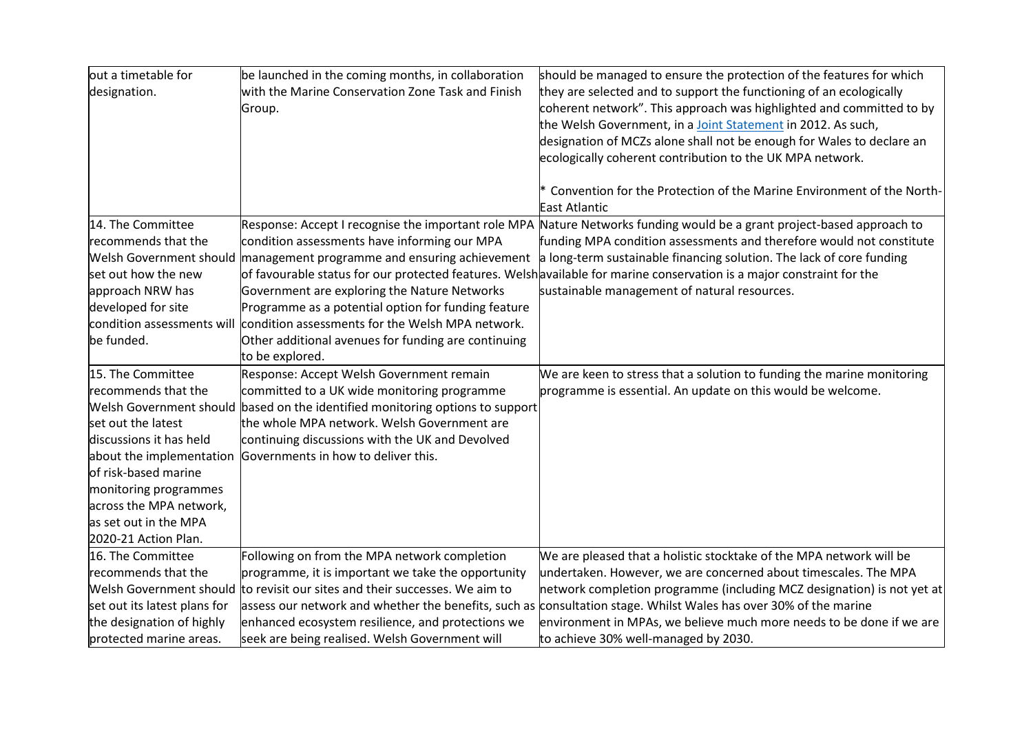| | | |
|---|---|---|
| out a timetable for designation. | be launched in the coming months, in collaboration with the Marine Conservation Zone Task and Finish Group. | should be managed to ensure the protection of the features for which they are selected and to support the functioning of an ecologically coherent network". This approach was highlighted and committed to by the Welsh Government, in a Joint Statement in 2012. As such, designation of MCZs alone shall not be enough for Wales to declare an ecologically coherent contribution to the UK MPA network.<br><br>* Convention for the Protection of the Marine Environment of the North-East Atlantic |
| 14. The Committee recommends that the Welsh Government should set out how the new approach NRW has developed for site condition assessments will be funded. | Response: Accept I recognise the important role MPA condition assessments have informing our MPA management programme and ensuring achievement of favourable status for our protected features. Welsh Government are exploring the Nature Networks Programme as a potential option for funding feature condition assessments for the Welsh MPA network. Other additional avenues for funding are continuing to be explored. | Nature Networks funding would be a grant project-based approach to funding MPA condition assessments and therefore would not constitute a long-term sustainable financing solution. The lack of core funding available for marine conservation is a major constraint for the sustainable management of natural resources. |
| 15. The Committee recommends that the Welsh Government should set out the latest discussions it has held about the implementation of risk-based marine monitoring programmes across the MPA network, as set out in the MPA 2020-21 Action Plan. | Response: Accept Welsh Government remain committed to a UK wide monitoring programme based on the identified monitoring options to support the whole MPA network. Welsh Government are continuing discussions with the UK and Devolved Governments in how to deliver this. | We are keen to stress that a solution to funding the marine monitoring programme is essential. An update on this would be welcome. |
| 16. The Committee recommends that the Welsh Government should set out its latest plans for the designation of highly protected marine areas. | Following on from the MPA network completion programme, it is important we take the opportunity to revisit our sites and their successes. We aim to assess our network and whether the benefits, such as enhanced ecosystem resilience, and protections we seek are being realised. Welsh Government will | We are pleased that a holistic stocktake of the MPA network will be undertaken. However, we are concerned about timescales. The MPA network completion programme (including MCZ designation) is not yet at consultation stage. Whilst Wales has over 30% of the marine environment in MPAs, we believe much more needs to be done if we are to achieve 30% well-managed by 2030. |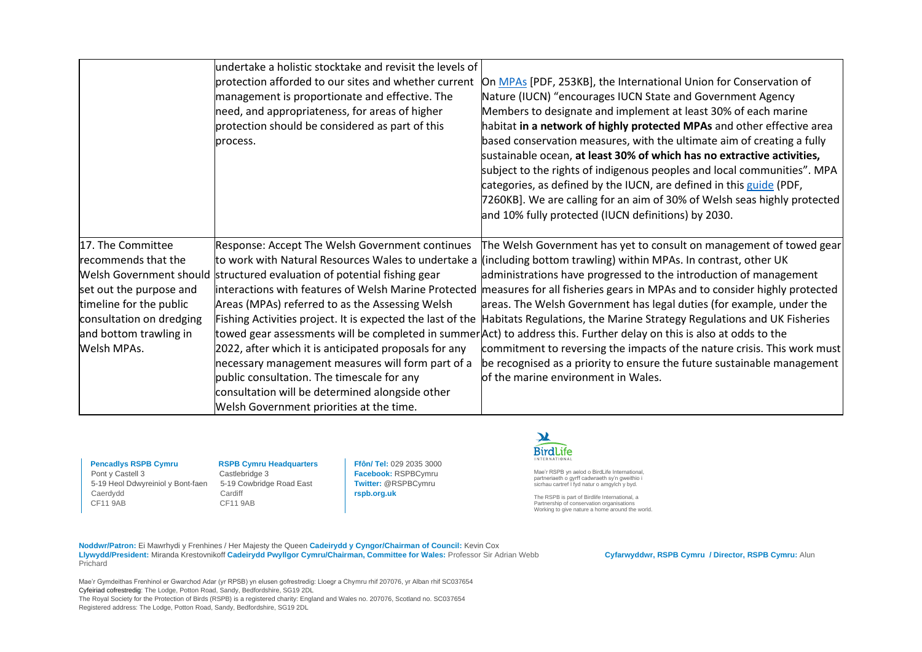| | | |
|---|---|---|
| | undertake a holistic stocktake and revisit the levels of protection afforded to our sites and whether current management is proportionate and effective. The need, and appropriateness, for areas of higher protection should be considered as part of this process. | On MPAs [PDF, 253KB], the International Union for Conservation of Nature (IUCN) "encourages IUCN State and Government Agency Members to designate and implement at least 30% of each marine habitat **in a network of highly protected MPAs** and other effective area based conservation measures, with the ultimate aim of creating a fully sustainable ocean, **at least 30% of which has no extractive activities,** subject to the rights of indigenous peoples and local communities". MPA categories, as defined by the IUCN, are defined in this guide (PDF, 7260KB]. We are calling for an aim of 30% of Welsh seas highly protected and 10% fully protected (IUCN definitions) by 2030. |
| 17. The Committee recommends that the Welsh Government should set out the purpose and timeline for the public consultation on dredging and bottom trawling in Welsh MPAs. | Response: Accept The Welsh Government continues to work with Natural Resources Wales to undertake a structured evaluation of potential fishing gear interactions with features of Welsh Marine Protected Areas (MPAs) referred to as the Assessing Welsh Fishing Activities project. It is expected the last of the towed gear assessments will be completed in summer 2022, after which it is anticipated proposals for any necessary management measures will form part of a public consultation. The timescale for any consultation will be determined alongside other Welsh Government priorities at the time. | The Welsh Government has yet to consult on management of towed gear (including bottom trawling) within MPAs. In contrast, other UK administrations have progressed to the introduction of management measures for all fisheries gears in MPAs and to consider highly protected areas. The Welsh Government has legal duties (for example, under the Habitats Regulations, the Marine Strategy Regulations and UK Fisheries Act) to address this. Further delay on this is also at odds to the commitment to reversing the impacts of the nature crisis. This work must be recognised as a priority to ensure the future sustainable management of the marine environment in Wales. |

**Pencadlys RSPB Cymru**
Pont y Castell 3
5-19 Heol Ddwyreiniol y Bont-faen
Caerdydd
CF11 9AB

**RSPB Cymru Headquarters**
Castlebridge 3
5-19 Cowbridge Road East
Cardiff
CF11 9AB

**Ffôn/ Tel:** 029 2035 3000
**Facebook:** RSPBCymru
**Twitter:** @RSPBCymru
**rspb.org.uk**

Mae'r RSPB yn aelod o BirdLife International, partneriaeth o gyrff cadwraeth sy'n gweithio i sicrhau cartref i fyd natur o amgylch y byd.

The RSPB is part of Birdlife International, a Partnership of conservation organisations Working to give nature a home around the world.

**Noddwr/Patron:** Ei Mawrhydi y Frenhines / Her Majesty the Queen **Cadeirydd y Cyngor/Chairman of Council:** Kevin Cox
**Llywydd/President:** Miranda Krestovnikoff **Cadeirydd Pwyllgor Cymru/Chairman, Committee for Wales:** Professor Sir Adrian Webb **Cyfarwyddwr, RSPB Cymru / Director, RSPB Cymru:** Alun Prichard

Mae'r Gymdeithas Frenhinol er Gwarchod Adar (yr RPSB) yn elusen gofrestredig: Lloegr a Chymru rhif 207076, yr Alban rhif SC037654
Cyfeiriad cofrestredig: The Lodge, Potton Road, Sandy, Bedfordshire, SG19 2DL
The Royal Society for the Protection of Birds (RSPB) is a registered charity: England and Wales no. 207076, Scotland no. SC037654
Registered address: The Lodge, Potton Road, Sandy, Bedfordshire, SG19 2DL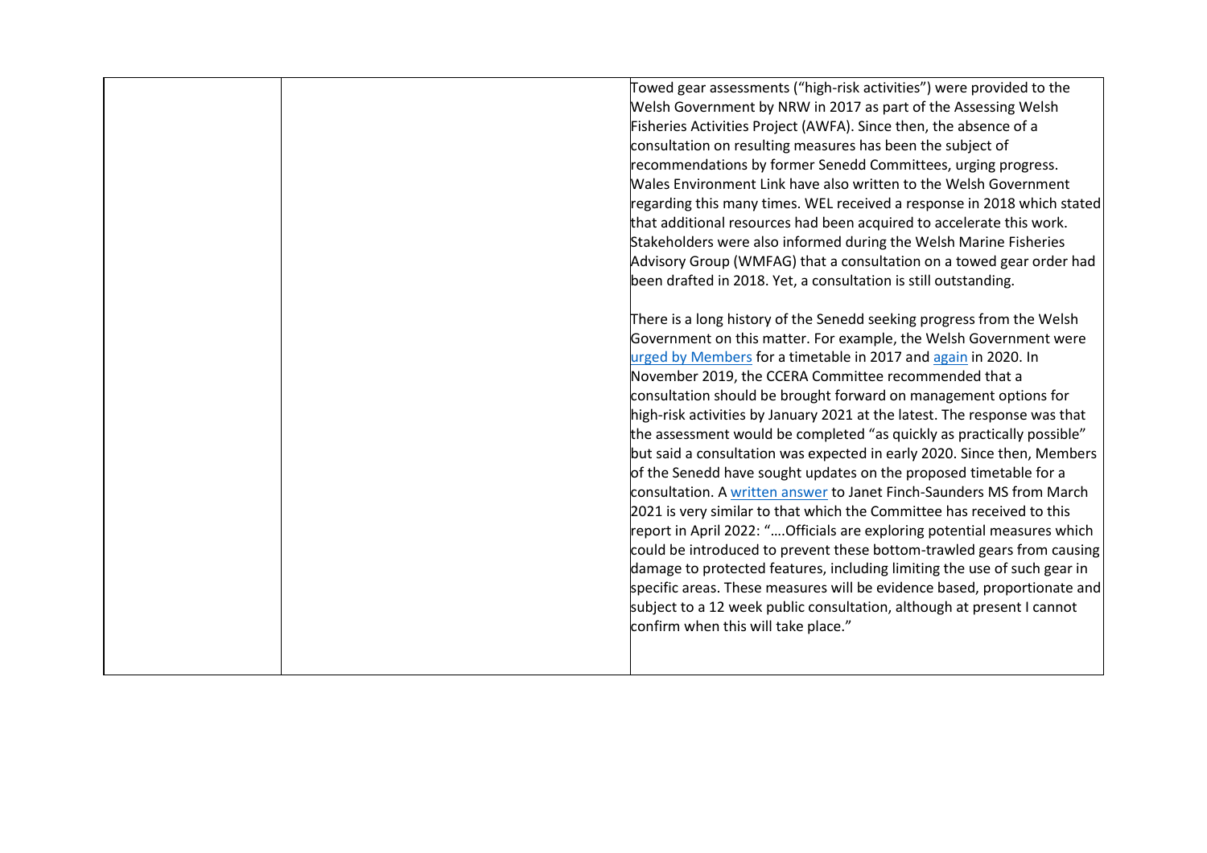| | | |
|---|---|---|
| | | Towed gear assessments ("high-risk activities") were provided to the Welsh Government by NRW in 2017 as part of the Assessing Welsh Fisheries Activities Project (AWFA). Since then, the absence of a consultation on resulting measures has been the subject of recommendations by former Senedd Committees, urging progress. Wales Environment Link have also written to the Welsh Government regarding this many times. WEL received a response in 2018 which stated that additional resources had been acquired to accelerate this work. Stakeholders were also informed during the Welsh Marine Fisheries Advisory Group (WMFAG) that a consultation on a towed gear order had been drafted in 2018. Yet, a consultation is still outstanding.<br><br>There is a long history of the Senedd seeking progress from the Welsh Government on this matter. For example, the Welsh Government were urged by Members for a timetable in 2017 and again in 2020. In November 2019, the CCERA Committee recommended that a consultation should be brought forward on management options for high-risk activities by January 2021 at the latest. The response was that the assessment would be completed "as quickly as practically possible" but said a consultation was expected in early 2020. Since then, Members of the Senedd have sought updates on the proposed timetable for a consultation. A written answer to Janet Finch-Saunders MS from March 2021 is very similar to that which the Committee has received to this report in April 2022: "….Officials are exploring potential measures which could be introduced to prevent these bottom-trawled gears from causing damage to protected features, including limiting the use of such gear in specific areas. These measures will be evidence based, proportionate and subject to a 12 week public consultation, although at present I cannot confirm when this will take place." |